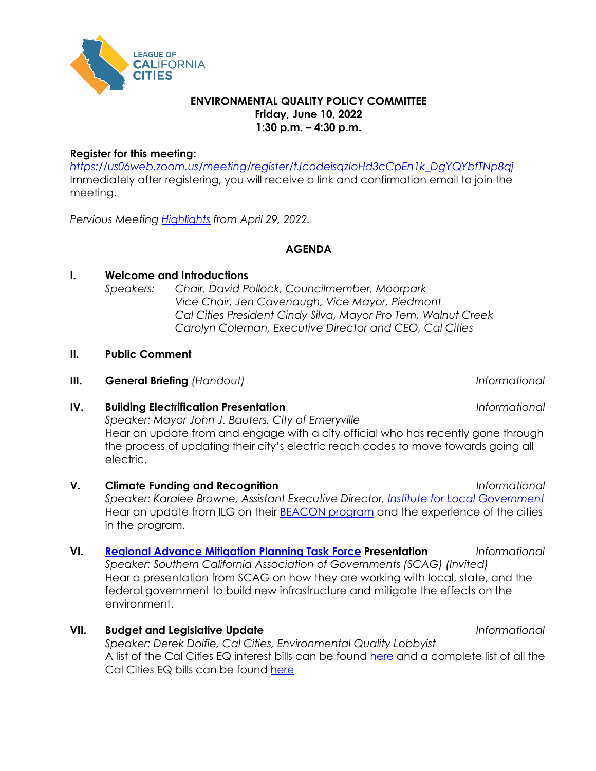LEAGUE OF CALIFORNIA CITIES

**ENVIRONMENTAL QUALITY POLICY COMMITTEE**
**Friday, June 10, 2022**
**1:30 p.m. – 4:30 p.m.**

**Register for this meeting:**
*https://us06web.zoom.us/meeting/register/tJcodeisqzIoHd3cCpEn1k_DgYQYbfTNp8qj*
Immediately after registering, you will receive a link and confirmation email to join the meeting.

*Pervious Meeting Highlights from April 29, 2022.*

## AGENDA

**I. Welcome and Introductions**

*Speakers:*
*Chair, David Pollock, Councilmember, Moorpark*
*Vice Chair, Jen Cavenaugh, Vice Mayor, Piedmont*
*Cal Cities President Cindy Silva, Mayor Pro Tem, Walnut Creek*
*Carolyn Coleman, Executive Director and CEO, Cal Cities*

**II. Public Comment**

**III. General Briefing** *(Handout)* — *Informational*

**IV. Building Electrification Presentation** — *Informational*

*Speaker: Mayor John J. Bauters, City of Emeryville*
Hear an update from and engage with a city official who has recently gone through the process of updating their city's electric reach codes to move towards going all electric.

**V. Climate Funding and Recognition** — *Informational*

*Speaker: Karalee Browne, Assistant Executive Director, Institute for Local Government*
Hear an update from ILG on their BEACON program and the experience of the cities in the program.

**VI. Regional Advance Mitigation Planning Task Force Presentation** — *Informational*

*Speaker: Southern California Association of Governments (SCAG) (Invited)*
Hear a presentation from SCAG on how they are working with local, state, and the federal government to build new infrastructure and mitigate the effects on the environment.

**VII. Budget and Legislative Update** — *Informational*

*Speaker: Derek Dolfie, Cal Cities, Environmental Quality Lobbyist*
A list of the Cal Cities EQ interest bills can be found here and a complete list of all the Cal Cities EQ bills can be found here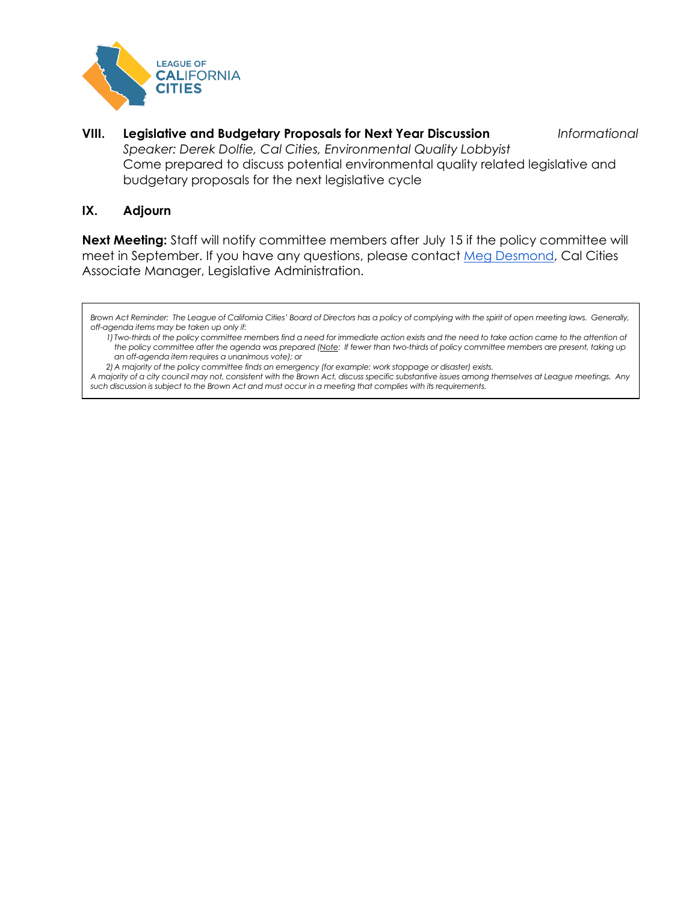**VIII. Legislative and Budgetary Proposals for Next Year Discussion** *Informational*

*Speaker: Derek Dolfie, Cal Cities, Environmental Quality Lobbyist*

Come prepared to discuss potential environmental quality related legislative and budgetary proposals for the next legislative cycle

**IX. Adjourn**

**Next Meeting:** Staff will notify committee members after July 15 if the policy committee will meet in September. If you have any questions, please contact Meg Desmond, Cal Cities Associate Manager, Legislative Administration.

*Brown Act Reminder: The League of California Cities' Board of Directors has a policy of complying with the spirit of open meeting laws. Generally, off-agenda items may be taken up only if:*

*1) Two-thirds of the policy committee members find a need for immediate action exists and the need to take action came to the attention of the policy committee after the agenda was prepared (Note: If fewer than two-thirds of policy committee members are present, taking up an off-agenda item requires a unanimous vote); or*

*2) A majority of the policy committee finds an emergency (for example: work stoppage or disaster) exists.*

*A majority of a city council may not, consistent with the Brown Act, discuss specific substantive issues among themselves at League meetings. Any such discussion is subject to the Brown Act and must occur in a meeting that complies with its requirements.*